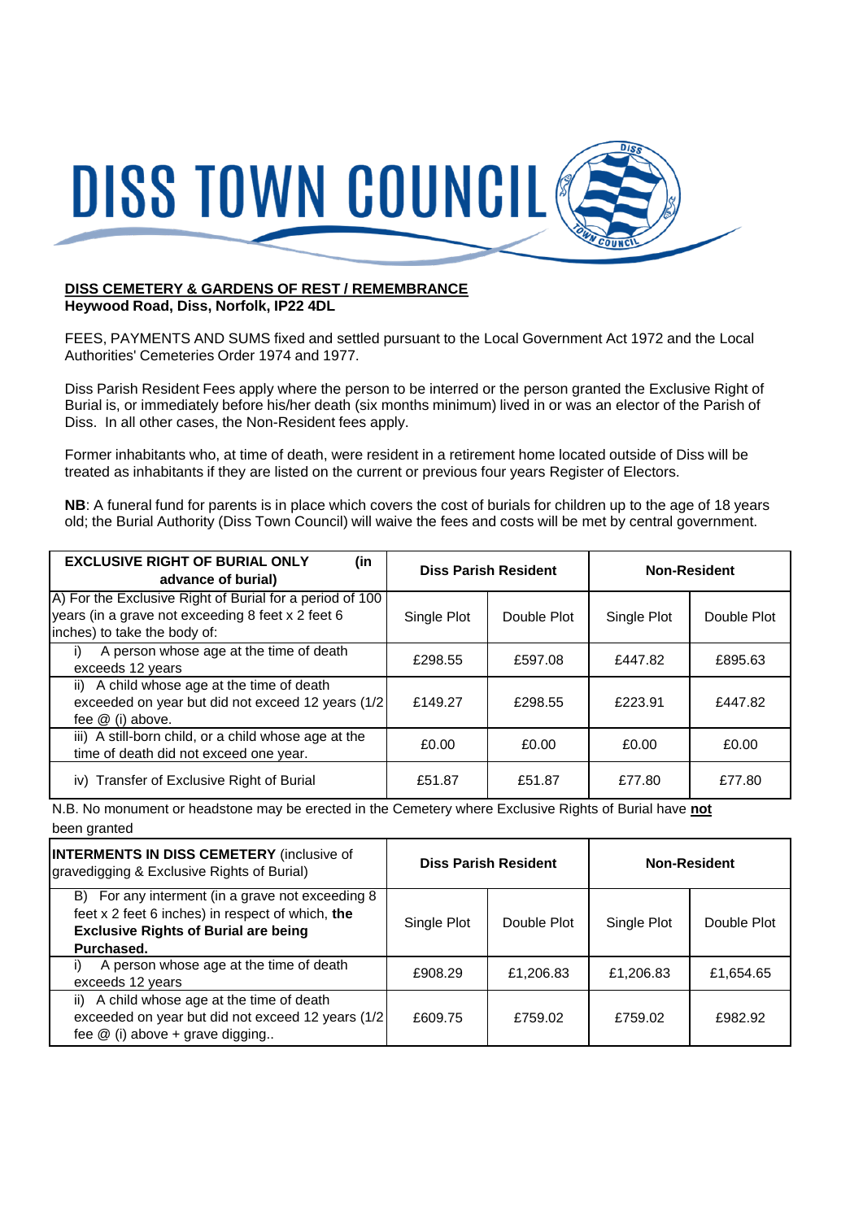# DISS TOWN COUNCIL

**DISS CEMETERY & GARDENS OF REST / REMEMBRANCE**
**Heywood Road, Diss, Norfolk, IP22 4DL**

FEES, PAYMENTS AND SUMS fixed and settled pursuant to the Local Government Act 1972 and the Local Authorities' Cemeteries Order 1974 and 1977.

Diss Parish Resident Fees apply where the person to be interred or the person granted the Exclusive Right of Burial is, or immediately before his/her death (six months minimum) lived in or was an elector of the Parish of Diss. In all other cases, the Non-Resident fees apply.

Former inhabitants who, at time of death, were resident in a retirement home located outside of Diss will be treated as inhabitants if they are listed on the current or previous four years Register of Electors.

**NB**: A funeral fund for parents is in place which covers the cost of burials for children up to the age of 18 years old; the Burial Authority (Diss Town Council) will waive the fees and costs will be met by central government.

| **EXCLUSIVE RIGHT OF BURIAL ONLY (in advance of burial)** | **Diss Parish Resident** | | **Non-Resident** | |
|---|---|---|---|---|
| A) For the Exclusive Right of Burial for a period of 100 years (in a grave not exceeding 8 feet x 2 feet 6 inches) to take the body of: | Single Plot | Double Plot | Single Plot | Double Plot |
| i) A person whose age at the time of death exceeds 12 years | £298.55 | £597.08 | £447.82 | £895.63 |
| ii) A child whose age at the time of death exceeded on year but did not exceed 12 years (1/2 fee @ (i) above. | £149.27 | £298.55 | £223.91 | £447.82 |
| iii) A still-born child, or a child whose age at the time of death did not exceed one year. | £0.00 | £0.00 | £0.00 | £0.00 |
| iv) Transfer of Exclusive Right of Burial | £51.87 | £51.87 | £77.80 | £77.80 |

N.B. No monument or headstone may be erected in the Cemetery where Exclusive Rights of Burial have **not** been granted

| **INTERMENTS IN DISS CEMETERY** (inclusive of gravedigging & Exclusive Rights of Burial) | **Diss Parish Resident** | | **Non-Resident** | |
|---|---|---|---|---|
| B) For any interment (in a grave not exceeding 8 feet x 2 feet 6 inches) in respect of which, **the Exclusive Rights of Burial are being Purchased.** | Single Plot | Double Plot | Single Plot | Double Plot |
| i) A person whose age at the time of death exceeds 12 years | £908.29 | £1,206.83 | £1,206.83 | £1,654.65 |
| ii) A child whose age at the time of death exceeded on year but did not exceed 12 years (1/2 fee @ (i) above + grave digging.. | £609.75 | £759.02 | £759.02 | £982.92 |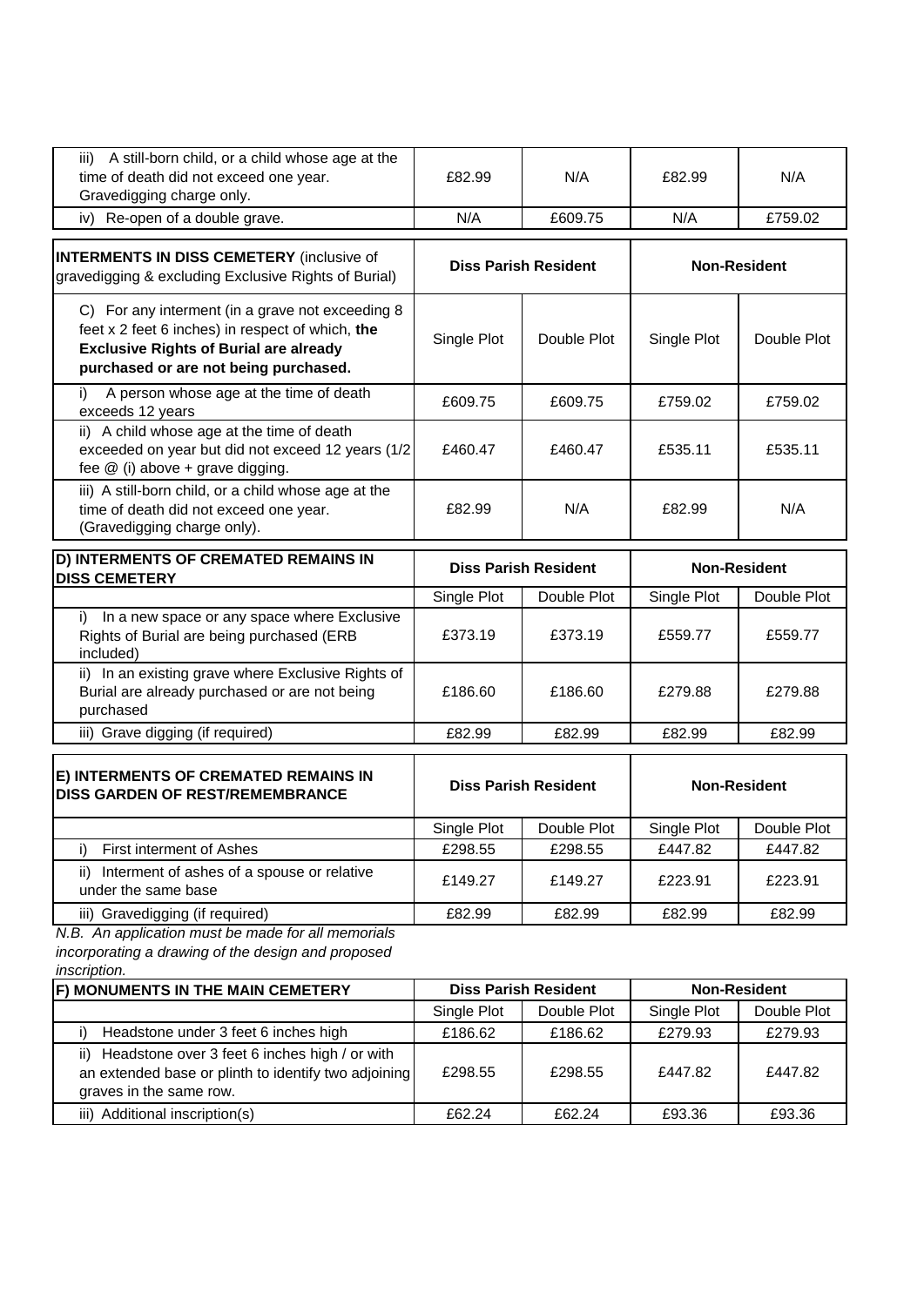| | | | | |
|---|---|---|---|---|
| iii) A still-born child, or a child whose age at the time of death did not exceed one year. Gravedigging charge only. | £82.99 | N/A | £82.99 | N/A |
| iv) Re-open of a double grave. | N/A | £609.75 | N/A | £759.02 |

| **INTERMENTS IN DISS CEMETERY** (inclusive of gravedigging & excluding Exclusive Rights of Burial) | **Diss Parish Resident** | | **Non-Resident** | |
|---|---|---|---|---|
| C) For any interment (in a grave not exceeding 8 feet x 2 feet 6 inches) in respect of which, **the Exclusive Rights of Burial are already purchased or are not being purchased.** | Single Plot | Double Plot | Single Plot | Double Plot |
| i) A person whose age at the time of death exceeds 12 years | £609.75 | £609.75 | £759.02 | £759.02 |
| ii) A child whose age at the time of death exceeded on year but did not exceed 12 years (1/2 fee @ (i) above + grave digging. | £460.47 | £460.47 | £535.11 | £535.11 |
| iii) A still-born child, or a child whose age at the time of death did not exceed one year. (Gravedigging charge only). | £82.99 | N/A | £82.99 | N/A |

| **D) INTERMENTS OF CREMATED REMAINS IN DISS CEMETERY** | **Diss Parish Resident** | | **Non-Resident** | |
|---|---|---|---|---|
| | Single Plot | Double Plot | Single Plot | Double Plot |
| i) In a new space or any space where Exclusive Rights of Burial are being purchased (ERB included) | £373.19 | £373.19 | £559.77 | £559.77 |
| ii) In an existing grave where Exclusive Rights of Burial are already purchased or are not being purchased | £186.60 | £186.60 | £279.88 | £279.88 |
| iii) Grave digging (if required) | £82.99 | £82.99 | £82.99 | £82.99 |

| **E) INTERMENTS OF CREMATED REMAINS IN DISS GARDEN OF REST/REMEMBRANCE** | **Diss Parish Resident** | | **Non-Resident** | |
|---|---|---|---|---|
| | Single Plot | Double Plot | Single Plot | Double Plot |
| i) First interment of Ashes | £298.55 | £298.55 | £447.82 | £447.82 |
| ii) Interment of ashes of a spouse or relative under the same base | £149.27 | £149.27 | £223.91 | £223.91 |
| iii) Gravedigging (if required) | £82.99 | £82.99 | £82.99 | £82.99 |

*N.B. An application must be made for all memorials incorporating a drawing of the design and proposed inscription.*

| **F) MONUMENTS IN THE MAIN CEMETERY** | **Diss Parish Resident** | | **Non-Resident** | |
|---|---|---|---|---|
| | Single Plot | Double Plot | Single Plot | Double Plot |
| i) Headstone under 3 feet 6 inches high | £186.62 | £186.62 | £279.93 | £279.93 |
| ii) Headstone over 3 feet 6 inches high / or with an extended base or plinth to identify two adjoining graves in the same row. | £298.55 | £298.55 | £447.82 | £447.82 |
| iii) Additional inscription(s) | £62.24 | £62.24 | £93.36 | £93.36 |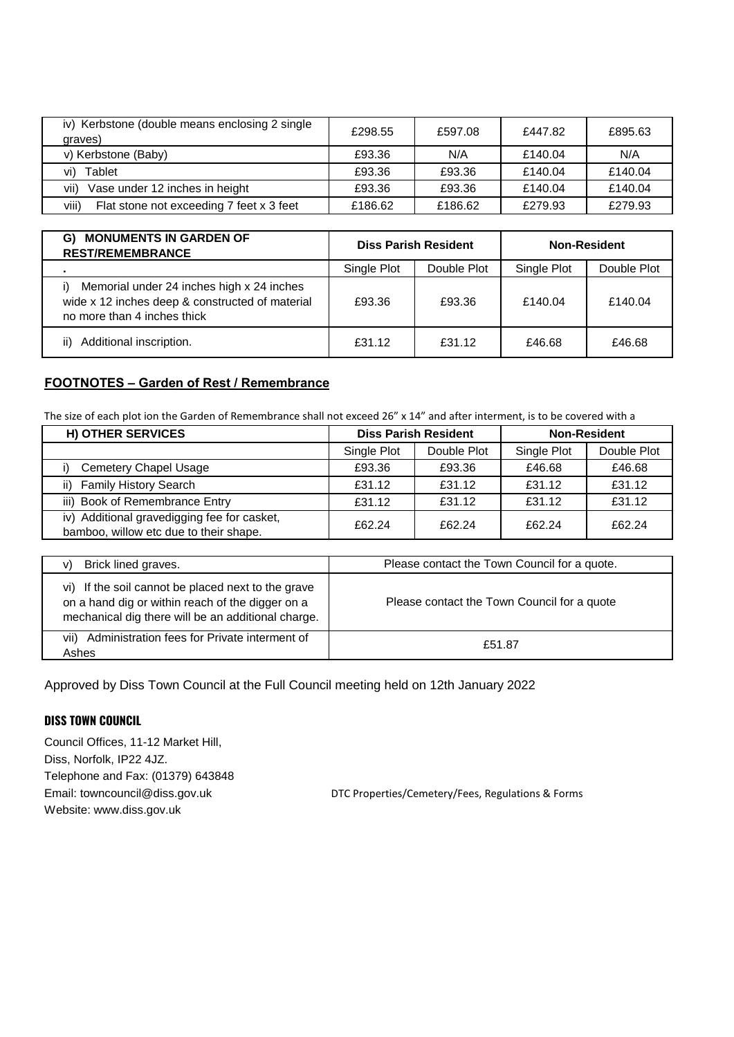| | | | | |
|---|---|---|---|---|
| iv) Kerbstone (double means enclosing 2 single graves) | £298.55 | £597.08 | £447.82 | £895.63 |
| v) Kerbstone (Baby) | £93.36 | N/A | £140.04 | N/A |
| vi) Tablet | £93.36 | £93.36 | £140.04 | £140.04 |
| vii) Vase under 12 inches in height | £93.36 | £93.36 | £140.04 | £140.04 |
| viii) Flat stone not exceeding 7 feet x 3 feet | £186.62 | £186.62 | £279.93 | £279.93 |

| **G) MONUMENTS IN GARDEN OF REST/REMEMBRANCE** | **Diss Parish Resident** | | **Non-Resident** | |
|---|---|---|---|---|
| . | Single Plot | Double Plot | Single Plot | Double Plot |
| i) Memorial under 24 inches high x 24 inches wide x 12 inches deep & constructed of material no more than 4 inches thick | £93.36 | £93.36 | £140.04 | £140.04 |
| ii) Additional inscription. | £31.12 | £31.12 | £46.68 | £46.68 |

## FOOTNOTES – Garden of Rest / Remembrance

The size of each plot ion the Garden of Remembrance shall not exceed 26" x 14" and after interment, is to be covered with a

| **H) OTHER SERVICES** | **Diss Parish Resident** | | **Non-Resident** | |
|---|---|---|---|---|
| | Single Plot | Double Plot | Single Plot | Double Plot |
| i) Cemetery Chapel Usage | £93.36 | £93.36 | £46.68 | £46.68 |
| ii) Family History Search | £31.12 | £31.12 | £31.12 | £31.12 |
| iii) Book of Remembrance Entry | £31.12 | £31.12 | £31.12 | £31.12 |
| iv) Additional gravedigging fee for casket, bamboo, willow etc due to their shape. | £62.24 | £62.24 | £62.24 | £62.24 |

| | |
|---|---|
| v) Brick lined graves. | Please contact the Town Council for a quote. |
| vi) If the soil cannot be placed next to the grave on a hand dig or within reach of the digger on a mechanical dig there will be an additional charge. | Please contact the Town Council for a quote |
| vii) Administration fees for Private interment of Ashes | £51.87 |

Approved by Diss Town Council at the Full Council meeting held on 12th January 2022

**DISS TOWN COUNCIL**

Council Offices, 11-12 Market Hill,
Diss, Norfolk, IP22 4JZ.
Telephone and Fax: (01379) 643848
Email: towncouncil@diss.gov.uk
Website: www.diss.gov.uk

DTC Properties/Cemetery/Fees, Regulations & Forms